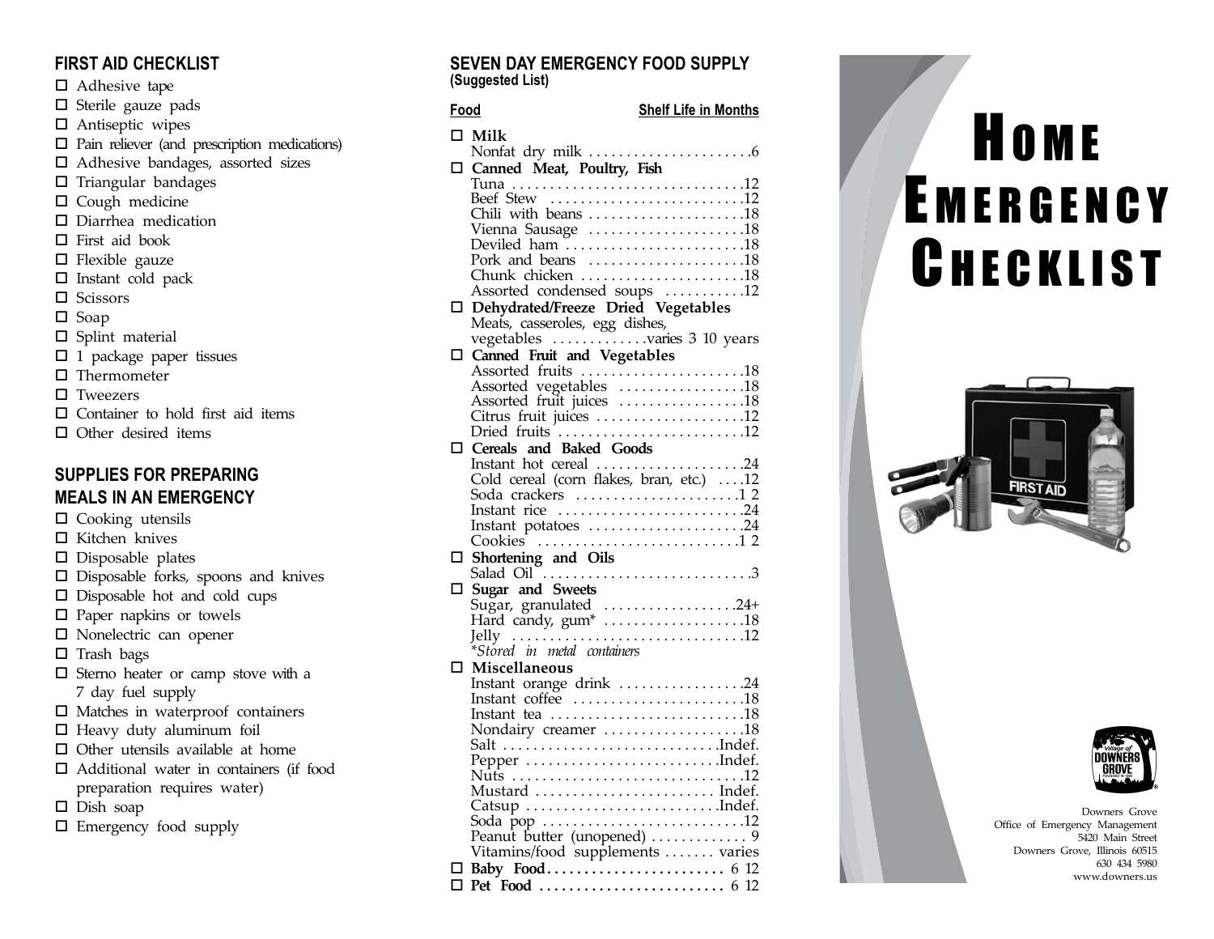## FIRST AID CHECKLIST

- ☐ Adhesive tape
- ☐ Sterile gauze pads
- ☐ Antiseptic wipes
- ☐ Pain reliever (and prescription medications)
- ☐ Adhesive bandages, assorted sizes
- ☐ Triangular bandages
- ☐ Cough medicine
- ☐ Diarrhea medication
- ☐ First aid book
- ☐ Flexible gauze
- ☐ Instant cold pack
- ☐ Scissors
- ☐ Soap
- ☐ Splint material
- ☐ 1 package paper tissues
- ☐ Thermometer
- ☐ Tweezers
- ☐ Container to hold first aid items
- ☐ Other desired items

## SUPPLIES FOR PREPARING MEALS IN AN EMERGENCY

- ☐ Cooking utensils
- ☐ Kitchen knives
- ☐ Disposable plates
- ☐ Disposable forks, spoons and knives
- ☐ Disposable hot and cold cups
- ☐ Paper napkins or towels
- ☐ Nonelectric can opener
- ☐ Trash bags
- ☐ Sterno heater or camp stove with a 7 day fuel supply
- ☐ Matches in waterproof containers
- ☐ Heavy duty aluminum foil
- ☐ Other utensils available at home
- ☐ Additional water in containers (if food preparation requires water)
- ☐ Dish soap
- ☐ Emergency food supply

## SEVEN DAY EMERGENCY FOOD SUPPLY
**(Suggested List)**

| Food | Shelf Life in Months |
|---|---|
| ☐ **Milk** | |
| Nonfat dry milk | 6 |
| ☐ **Canned Meat, Poultry, Fish** | |
| Tuna | 12 |
| Beef Stew | 12 |
| Chili with beans | 18 |
| Vienna Sausage | 18 |
| Deviled ham | 18 |
| Pork and beans | 18 |
| Chunk chicken | 18 |
| Assorted condensed soups | 12 |
| ☐ **Dehydrated/Freeze Dried Vegetables** | |
| Meats, casseroles, egg dishes, vegetables | varies 3 10 years |
| ☐ **Canned Fruit and Vegetables** | |
| Assorted fruits | 18 |
| Assorted vegetables | 18 |
| Assorted fruit juices | 18 |
| Citrus fruit juices | 12 |
| Dried fruits | 12 |
| ☐ **Cereals and Baked Goods** | |
| Instant hot cereal | 24 |
| Cold cereal (corn flakes, bran, etc.) | 12 |
| Soda crackers | 1 2 |
| Instant rice | 24 |
| Instant potatoes | 24 |
| Cookies | 1 2 |
| ☐ **Shortening and Oils** | |
| Salad Oil | 3 |
| ☐ **Sugar and Sweets** | |
| Sugar, granulated | 24+ |
| Hard candy, gum* | 18 |
| Jelly | 12 |
| *\*Stored in metal containers* | |
| ☐ **Miscellaneous** | |
| Instant orange drink | 24 |
| Instant coffee | 18 |
| Instant tea | 18 |
| Nondairy creamer | 18 |
| Salt | Indef. |
| Pepper | Indef. |
| Nuts | 12 |
| Mustard | Indef. |
| Catsup | Indef. |
| Soda pop | 12 |
| Peanut butter (unopened) | 9 |
| Vitamins/food supplements | varies |
| ☐ **Baby Food** | 6 12 |
| ☐ **Pet Food** | 6 12 |

# HOME EMERGENCY CHECKLIST

Downers Grove
Office of Emergency Management
5420 Main Street
Downers Grove, Illinois 60515
630 434 5980
www.downers.us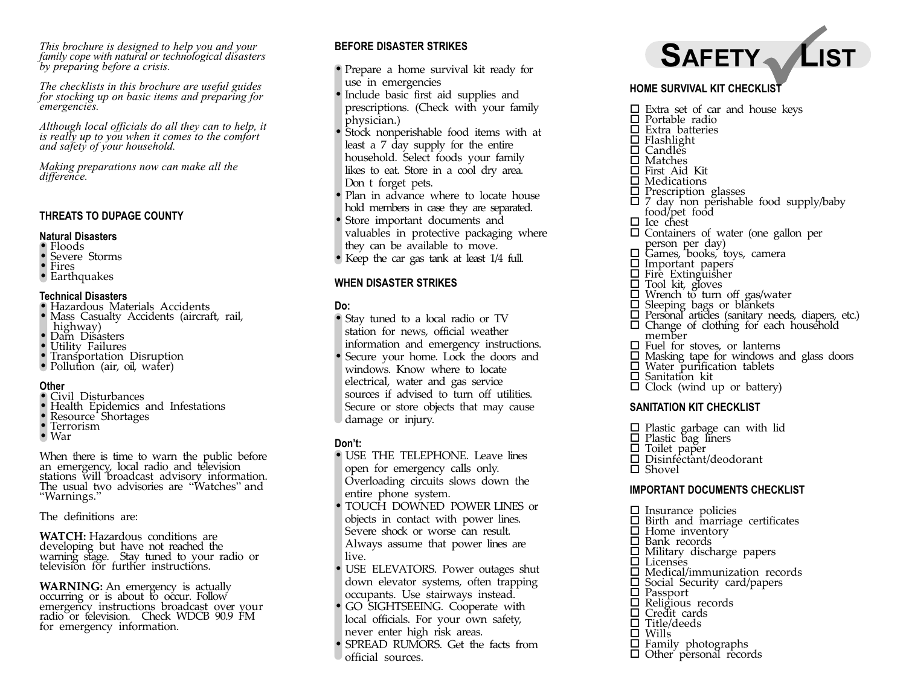*This brochure is designed to help you and your family cope with natural or technological disasters by preparing before a crisis.*

*The checklists in this brochure are useful guides for stocking up on basic items and preparing for emergencies.*

*Although local officials do all they can to help, it is really up to you when it comes to the comfort and safety of your household.*

*Making preparations now can make all the difference.*

## THREATS TO DUPAGE COUNTY

### Natural Disasters

- Floods
- Severe Storms
- Fires
- Earthquakes

### Technical Disasters

- Hazardous Materials Accidents
- Mass Casualty Accidents (aircraft, rail, highway)
- Dam Disasters
- Utility Failures
- Transportation Disruption
- Pollution (air, oil, water)

### Other

- Civil Disturbances
- Health Epidemics and Infestations
- Resource Shortages
- Terrorism
- War

When there is time to warn the public before an emergency, local radio and television stations will broadcast advisory information. The usual two advisories are "Watches" and "Warnings."

The definitions are:

**WATCH:** Hazardous conditions are developing but have not reached the warning stage. Stay tuned to your radio or television for further instructions.

**WARNING:** An emergency is actually occurring or is about to occur. Follow emergency instructions broadcast over your radio or television. Check WDCB 90.9 FM for emergency information.

## BEFORE DISASTER STRIKES

- Prepare a home survival kit ready for use in emergencies
- Include basic first aid supplies and prescriptions. (Check with your family physician.)
- Stock nonperishable food items with at least a 7 day supply for the entire household. Select foods your family likes to eat. Store in a cool dry area. Don t forget pets.
- Plan in advance where to locate house hold members in case they are separated.
- Store important documents and valuables in protective packaging where they can be available to move.
- Keep the car gas tank at least 1/4 full.

## WHEN DISASTER STRIKES

### Do:

- Stay tuned to a local radio or TV station for news, official weather information and emergency instructions.
- Secure your home. Lock the doors and windows. Know where to locate electrical, water and gas service sources if advised to turn off utilities. Secure or store objects that may cause damage or injury.

### Don't:

- USE THE TELEPHONE. Leave lines open for emergency calls only. Overloading circuits slows down the entire phone system.
- TOUCH DOWNED POWER LINES or objects in contact with power lines. Severe shock or worse can result. Always assume that power lines are live.
- USE ELEVATORS. Power outages shut down elevator systems, often trapping occupants. Use stairways instead.
- GO SIGHTSEEING. Cooperate with local officials. For your own safety, never enter high risk areas.
- SPREAD RUMORS. Get the facts from official sources.

# SAFETY LIST

## HOME SURVIVAL KIT CHECKLIST

- ☐ Extra set of car and house keys
- ☐ Portable radio
- ☐ Extra batteries
- ☐ Flashlight
- ☐ Candles
- ☐ Matches
- ☐ First Aid Kit
- ☐ Medications
- ☐ Prescription glasses
- ☐ 7 day non perishable food supply/baby food/pet food
- ☐ Ice chest
- ☐ Containers of water (one gallon per person per day)
- ☐ Games, books, toys, camera
- ☐ Important papers
- ☐ Fire Extinguisher
- ☐ Tool kit, gloves
- ☐ Wrench to turn off gas/water
- ☐ Sleeping bags or blankets
- ☐ Personal articles (sanitary needs, diapers, etc.)
- ☐ Change of clothing for each household member
- ☐ Fuel for stoves, or lanterns
- ☐ Masking tape for windows and glass doors
- ☐ Water purification tablets
- ☐ Sanitation kit
- ☐ Clock (wind up or battery)

## SANITATION KIT CHECKLIST

- ☐ Plastic garbage can with lid
- ☐ Plastic bag liners
- ☐ Toilet paper
- ☐ Disinfectant/deodorant
- ☐ Shovel

## IMPORTANT DOCUMENTS CHECKLIST

- ☐ Insurance policies
- ☐ Birth and marriage certificates
- ☐ Home inventory
- ☐ Bank records
- ☐ Military discharge papers
- ☐ Licenses
- ☐ Medical/immunization records
- ☐ Social Security card/papers
- ☐ Passport
- ☐ Religious records
- ☐ Credit cards
- ☐ Title/deeds
- ☐ Wills
- ☐ Family photographs
- ☐ Other personal records